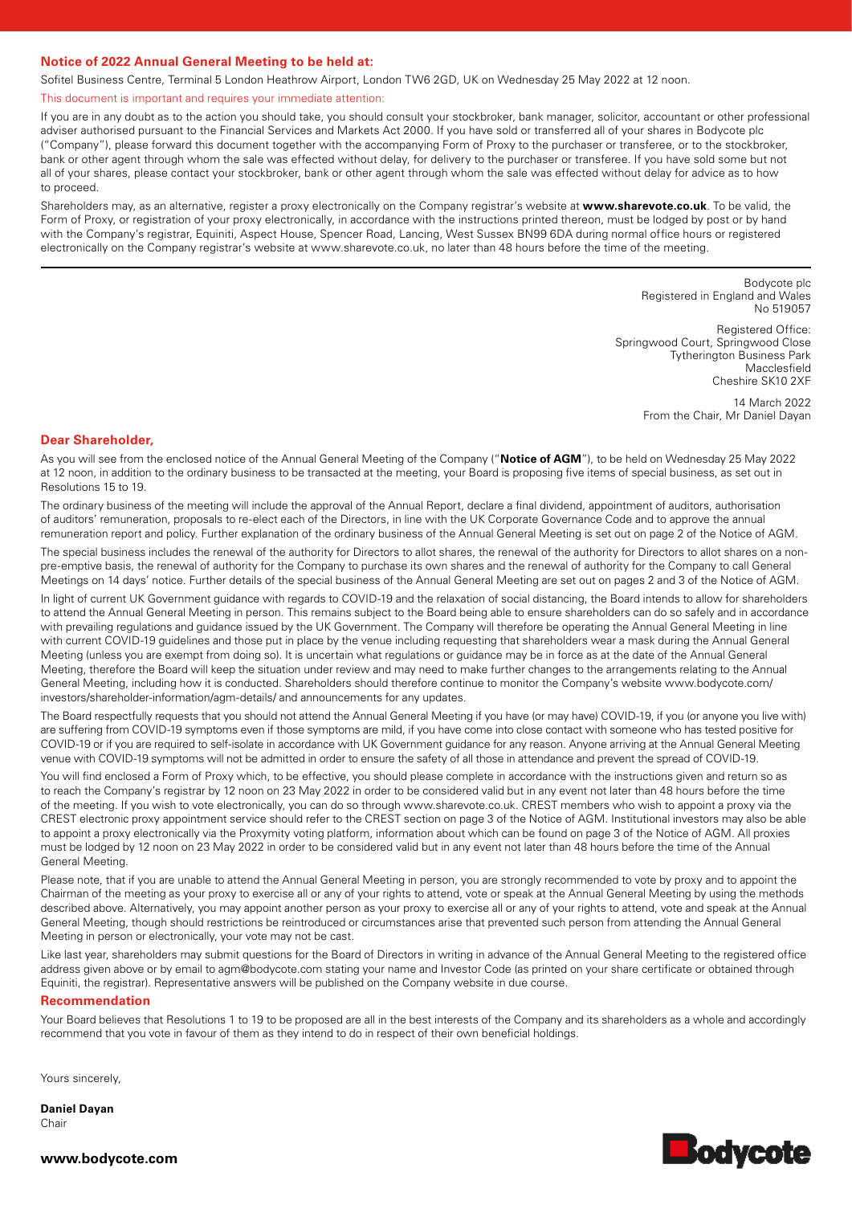## Notice of 2022 Annual General Meeting to be held at:

Sofitel Business Centre, Terminal 5 London Heathrow Airport, London TW6 2GD, UK on Wednesday 25 May 2022 at 12 noon.

This document is important and requires your immediate attention:

If you are in any doubt as to the action you should take, you should consult your stockbroker, bank manager, solicitor, accountant or other professional adviser authorised pursuant to the Financial Services and Markets Act 2000. If you have sold or transferred all of your shares in Bodycote plc ("Company"), please forward this document together with the accompanying Form of Proxy to the purchaser or transferee, or to the stockbroker, bank or other agent through whom the sale was effected without delay, for delivery to the purchaser or transferee. If you have sold some but not all of your shares, please contact your stockbroker, bank or other agent through whom the sale was effected without delay for advice as to how to proceed.

Shareholders may, as an alternative, register a proxy electronically on the Company registrar's website at **www.sharevote.co.uk**. To be valid, the Form of Proxy, or registration of your proxy electronically, in accordance with the instructions printed thereon, must be lodged by post or by hand with the Company's registrar, Equiniti, Aspect House, Spencer Road, Lancing, West Sussex BN99 6DA during normal office hours or registered electronically on the Company registrar's website at www.sharevote.co.uk, no later than 48 hours before the time of the meeting.

---

Bodycote plc
Registered in England and Wales
No 519057

Registered Office:
Springwood Court, Springwood Close
Tytherington Business Park
Macclesfield
Cheshire SK10 2XF

14 March 2022
From the Chair, Mr Daniel Dayan

## Dear Shareholder,

As you will see from the enclosed notice of the Annual General Meeting of the Company ("**Notice of AGM**"), to be held on Wednesday 25 May 2022 at 12 noon, in addition to the ordinary business to be transacted at the meeting, your Board is proposing five items of special business, as set out in Resolutions 15 to 19.

The ordinary business of the meeting will include the approval of the Annual Report, declare a final dividend, appointment of auditors, authorisation of auditors' remuneration, proposals to re-elect each of the Directors, in line with the UK Corporate Governance Code and to approve the annual remuneration report and policy. Further explanation of the ordinary business of the Annual General Meeting is set out on page 2 of the Notice of AGM.

The special business includes the renewal of the authority for Directors to allot shares, the renewal of the authority for Directors to allot shares on a non-pre-emptive basis, the renewal of authority for the Company to purchase its own shares and the renewal of authority for the Company to call General Meetings on 14 days' notice. Further details of the special business of the Annual General Meeting are set out on pages 2 and 3 of the Notice of AGM.

In light of current UK Government guidance with regards to COVID-19 and the relaxation of social distancing, the Board intends to allow for shareholders to attend the Annual General Meeting in person. This remains subject to the Board being able to ensure shareholders can do so safely and in accordance with prevailing regulations and guidance issued by the UK Government. The Company will therefore be operating the Annual General Meeting in line with current COVID-19 guidelines and those put in place by the venue including requesting that shareholders wear a mask during the Annual General Meeting (unless you are exempt from doing so). It is uncertain what regulations or guidance may be in force as at the date of the Annual General Meeting, therefore the Board will keep the situation under review and may need to make further changes to the arrangements relating to the Annual General Meeting, including how it is conducted. Shareholders should therefore continue to monitor the Company's website www.bodycote.com/investors/shareholder-information/agm-details/ and announcements for any updates.

The Board respectfully requests that you should not attend the Annual General Meeting if you have (or may have) COVID-19, if you (or anyone you live with) are suffering from COVID-19 symptoms even if those symptoms are mild, if you have come into close contact with someone who has tested positive for COVID-19 or if you are required to self-isolate in accordance with UK Government guidance for any reason. Anyone arriving at the Annual General Meeting venue with COVID-19 symptoms will not be admitted in order to ensure the safety of all those in attendance and prevent the spread of COVID-19.

You will find enclosed a Form of Proxy which, to be effective, you should please complete in accordance with the instructions given and return so as to reach the Company's registrar by 12 noon on 23 May 2022 in order to be considered valid but in any event not later than 48 hours before the time of the meeting. If you wish to vote electronically, you can do so through www.sharevote.co.uk. CREST members who wish to appoint a proxy via the CREST electronic proxy appointment service should refer to the CREST section on page 3 of the Notice of AGM. Institutional investors may also be able to appoint a proxy electronically via the Proxymity voting platform, information about which can be found on page 3 of the Notice of AGM. All proxies must be lodged by 12 noon on 23 May 2022 in order to be considered valid but in any event not later than 48 hours before the time of the Annual General Meeting.

Please note, that if you are unable to attend the Annual General Meeting in person, you are strongly recommended to vote by proxy and to appoint the Chairman of the meeting as your proxy to exercise all or any of your rights to attend, vote or speak at the Annual General Meeting by using the methods described above. Alternatively, you may appoint another person as your proxy to exercise all or any of your rights to attend, vote and speak at the Annual General Meeting, though should restrictions be reintroduced or circumstances arise that prevented such person from attending the Annual General Meeting in person or electronically, your vote may not be cast.

Like last year, shareholders may submit questions for the Board of Directors in writing in advance of the Annual General Meeting to the registered office address given above or by email to agm@bodycote.com stating your name and Investor Code (as printed on your share certificate or obtained through Equiniti, the registrar). Representative answers will be published on the Company website in due course.

## Recommendation

Your Board believes that Resolutions 1 to 19 to be proposed are all in the best interests of the Company and its shareholders as a whole and accordingly recommend that you vote in favour of them as they intend to do in respect of their own beneficial holdings.

Yours sincerely,

**Daniel Dayan**
Chair

**www.bodycote.com**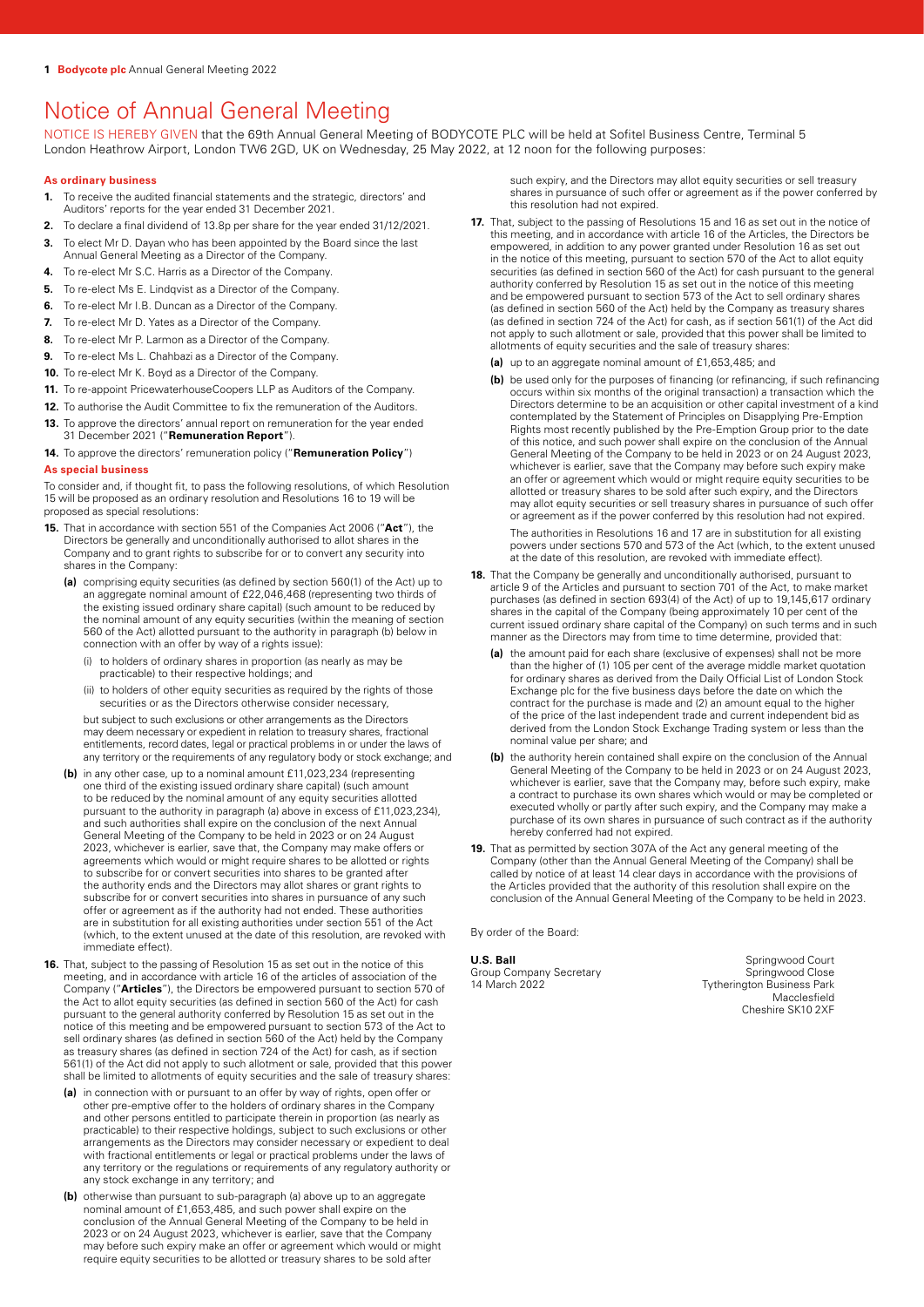# Notice of Annual General Meeting

NOTICE IS HEREBY GIVEN that the 69th Annual General Meeting of BODYCOTE PLC will be held at Sofitel Business Centre, Terminal 5 London Heathrow Airport, London TW6 2GD, UK on Wednesday, 25 May 2022, at 12 noon for the following purposes:

### As ordinary business

1. To receive the audited financial statements and the strategic, directors' and Auditors' reports for the year ended 31 December 2021.
2. To declare a final dividend of 13.8p per share for the year ended 31/12/2021.
3. To elect Mr D. Dayan who has been appointed by the Board since the last Annual General Meeting as a Director of the Company.
4. To re-elect Mr S.C. Harris as a Director of the Company.
5. To re-elect Ms E. Lindqvist as a Director of the Company.
6. To re-elect Mr I.B. Duncan as a Director of the Company.
7. To re-elect Mr D. Yates as a Director of the Company.
8. To re-elect Mr P. Larmon as a Director of the Company.
9. To re-elect Ms L. Chahbazi as a Director of the Company.
10. To re-elect Mr K. Boyd as a Director of the Company.
11. To re-appoint PricewaterhouseCoopers LLP as Auditors of the Company.
12. To authorise the Audit Committee to fix the remuneration of the Auditors.
13. To approve the directors' annual report on remuneration for the year ended 31 December 2021 ("**Remuneration Report**").
14. To approve the directors' remuneration policy ("**Remuneration Policy**")

### As special business

To consider and, if thought fit, to pass the following resolutions, of which Resolution 15 will be proposed as an ordinary resolution and Resolutions 16 to 19 will be proposed as special resolutions:

15. That in accordance with section 551 of the Companies Act 2006 ("**Act**"), the Directors be generally and unconditionally authorised to allot shares in the Company and to grant rights to subscribe for or to convert any security into shares in the Company:
    - **(a)** comprising equity securities (as defined by section 560(1) of the Act) up to an aggregate nominal amount of £22,046,468 (representing two thirds of the existing issued ordinary share capital) (such amount to be reduced by the nominal amount of any equity securities (within the meaning of section 560 of the Act) allotted pursuant to the authority in paragraph (b) below in connection with an offer by way of a rights issue):
        - (i) to holders of ordinary shares in proportion (as nearly as may be practicable) to their respective holdings; and
        - (ii) to holders of other equity securities as required by the rights of those securities or as the Directors otherwise consider necessary,

      but subject to such exclusions or other arrangements as the Directors may deem necessary or expedient in relation to treasury shares, fractional entitlements, record dates, legal or practical problems in or under the laws of any territory or the requirements of any regulatory body or stock exchange; and
    - **(b)** in any other case, up to a nominal amount £11,023,234 (representing one third of the existing issued ordinary share capital) (such amount to be reduced by the nominal amount of any equity securities allotted pursuant to the authority in paragraph (a) above in excess of £11,023,234), and such authorities shall expire on the conclusion of the next Annual General Meeting of the Company to be held in 2023 or on 24 August 2023, whichever is earlier, save that, the Company may make offers or agreements which would or might require shares to be allotted or rights to subscribe for or convert securities into shares to be granted after the authority ends and the Directors may allot shares or grant rights to subscribe for or convert securities into shares in pursuance of any such offer or agreement as if the authority had not ended. These authorities are in substitution for all existing authorities under section 551 of the Act (which, to the extent unused at the date of this resolution, are revoked with immediate effect).
16. That, subject to the passing of Resolution 15 as set out in the notice of this meeting, and in accordance with article 16 of the articles of association of the Company ("**Articles**"), the Directors be empowered pursuant to section 570 of the Act to allot equity securities (as defined in section 560 of the Act) for cash pursuant to the general authority conferred by Resolution 15 as set out in the notice of this meeting and be empowered pursuant to section 573 of the Act to sell ordinary shares (as defined in section 560 of the Act) held by the Company as treasury shares (as defined in section 724 of the Act) for cash, as if section 561(1) of the Act did not apply to such allotment or sale, provided that this power shall be limited to allotments of equity securities and the sale of treasury shares:
    - **(a)** in connection with or pursuant to an offer by way of rights, open offer or other pre-emptive offer to the holders of ordinary shares in the Company and other persons entitled to participate therein in proportion (as nearly as practicable) to their respective holdings, subject to such exclusions or other arrangements as the Directors may consider necessary or expedient to deal with fractional entitlements or legal or practical problems under the laws of any territory or the regulations or requirements of any regulatory authority or any stock exchange in any territory; and
    - **(b)** otherwise than pursuant to sub-paragraph (a) above up to an aggregate nominal amount of £1,653,485, and such power shall expire on the conclusion of the Annual General Meeting of the Company to be held in 2023 or on 24 August 2023, whichever is earlier, save that the Company may before such expiry make an offer or agreement which would or might require equity securities to be allotted or treasury shares to be sold after such expiry, and the Directors may allot equity securities or sell treasury shares in pursuance of such offer or agreement as if the power conferred by this resolution had not expired.
17. That, subject to the passing of Resolutions 15 and 16 as set out in the notice of this meeting, and in accordance with article 16 of the Articles, the Directors be empowered, in addition to any power granted under Resolution 16 as set out in the notice of this meeting, pursuant to section 570 of the Act to allot equity securities (as defined in section 560 of the Act) for cash pursuant to the general authority conferred by Resolution 15 as set out in the notice of this meeting and be empowered pursuant to section 573 of the Act to sell ordinary shares (as defined in section 560 of the Act) held by the Company as treasury shares (as defined in section 724 of the Act) for cash, as if section 561(1) of the Act did not apply to such allotment or sale, provided that this power shall be limited to allotments of equity securities and the sale of treasury shares:
    - **(a)** up to an aggregate nominal amount of £1,653,485; and
    - **(b)** be used only for the purposes of financing (or refinancing, if such refinancing occurs within six months of the original transaction) a transaction which the Directors determine to be an acquisition or other capital investment of a kind contemplated by the Statement of Principles on Disapplying Pre-Emption Rights most recently published by the Pre-Emption Group prior to the date of this notice, and such power shall expire on the conclusion of the Annual General Meeting of the Company to be held in 2023 or on 24 August 2023, whichever is earlier, save that the Company may before such expiry make an offer or agreement which would or might require equity securities to be allotted or treasury shares to be sold after such expiry, and the Directors may allot equity securities or sell treasury shares in pursuance of such offer or agreement as if the power conferred by this resolution had not expired.

    The authorities in Resolutions 16 and 17 are in substitution for all existing powers under sections 570 and 573 of the Act (which, to the extent unused at the date of this resolution, are revoked with immediate effect).
18. That the Company be generally and unconditionally authorised, pursuant to article 9 of the Articles and pursuant to section 701 of the Act, to make market purchases (as defined in section 693(4) of the Act) of up to 19,145,617 ordinary shares in the capital of the Company (being approximately 10 per cent of the current issued ordinary share capital of the Company) on such terms and in such manner as the Directors may from time to time determine, provided that:
    - **(a)** the amount paid for each share (exclusive of expenses) shall not be more than the higher of (1) 105 per cent of the average middle market quotation for ordinary shares as derived from the Daily Official List of London Stock Exchange plc for the five business days before the date on which the contract for the purchase is made and (2) an amount equal to the higher of the price of the last independent trade and current independent bid as derived from the London Stock Exchange Trading system or less than the nominal value per share; and
    - **(b)** the authority herein contained shall expire on the conclusion of the Annual General Meeting of the Company to be held in 2023 or on 24 August 2023, whichever is earlier, save that the Company may, before such expiry, make a contract to purchase its own shares which would or may be completed or executed wholly or partly after such expiry, and the Company may make a purchase of its own shares in pursuance of such contract as if the authority hereby conferred had not expired.
19. That as permitted by section 307A of the Act any general meeting of the Company (other than the Annual General Meeting of the Company) shall be called by notice of at least 14 clear days in accordance with the provisions of the Articles provided that the authority of this resolution shall expire on the conclusion of the Annual General Meeting of the Company to be held in 2023.

By order of the Board:

**U.S. Ball**
Group Company Secretary
14 March 2022

Springwood Court
Springwood Close
Tytherington Business Park
Macclesfield
Cheshire SK10 2XF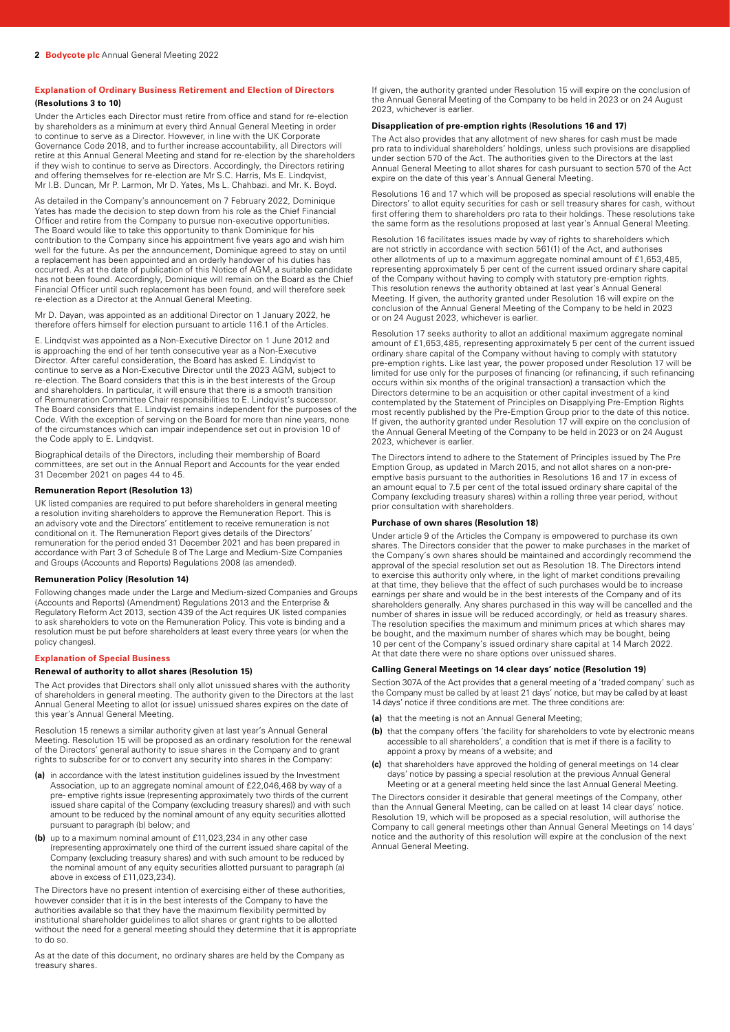### Explanation of Ordinary Business Retirement and Election of Directors

**(Resolutions 3 to 10)**

Under the Articles each Director must retire from office and stand for re-election by shareholders as a minimum at every third Annual General Meeting in order to continue to serve as a Director. However, in line with the UK Corporate Governance Code 2018, and to further increase accountability, all Directors will retire at this Annual General Meeting and stand for re-election by the shareholders if they wish to continue to serve as Directors. Accordingly, the Directors retiring and offering themselves for re-election are Mr S.C. Harris, Ms E. Lindqvist, Mr I.B. Duncan, Mr P. Larmon, Mr D. Yates, Ms L. Chahbazi. and Mr. K. Boyd.

As detailed in the Company's announcement on 7 February 2022, Dominique Yates has made the decision to step down from his role as the Chief Financial Officer and retire from the Company to pursue non-executive opportunities. The Board would like to take this opportunity to thank Dominique for his contribution to the Company since his appointment five years ago and wish him well for the future. As per the announcement, Dominique agreed to stay on until a replacement has been appointed and an orderly handover of his duties has occurred. As at the date of publication of this Notice of AGM, a suitable candidate has not been found. Accordingly, Dominique will remain on the Board as the Chief Financial Officer until such replacement has been found, and will therefore seek re-election as a Director at the Annual General Meeting.

Mr D. Dayan, was appointed as an additional Director on 1 January 2022, he therefore offers himself for election pursuant to article 116.1 of the Articles.

E. Lindqvist was appointed as a Non-Executive Director on 1 June 2012 and is approaching the end of her tenth consecutive year as a Non-Executive Director. After careful consideration, the Board has asked E. Lindqvist to continue to serve as a Non-Executive Director until the 2023 AGM, subject to re-election. The Board considers that this is in the best interests of the Group and shareholders. In particular, it will ensure that there is a smooth transition of Remuneration Committee Chair responsibilities to E. Lindqvist's successor. The Board considers that E. Lindqvist remains independent for the purposes of the Code. With the exception of serving on the Board for more than nine years, none of the circumstances which can impair independence set out in provision 10 of the Code apply to E. Lindqvist.

Biographical details of the Directors, including their membership of Board committees, are set out in the Annual Report and Accounts for the year ended 31 December 2021 on pages 44 to 45.

#### Remuneration Report (Resolution 13)

UK listed companies are required to put before shareholders in general meeting a resolution inviting shareholders to approve the Remuneration Report. This is an advisory vote and the Directors' entitlement to receive remuneration is not conditional on it. The Remuneration Report gives details of the Directors' remuneration for the period ended 31 December 2021 and has been prepared in accordance with Part 3 of Schedule 8 of The Large and Medium-Size Companies and Groups (Accounts and Reports) Regulations 2008 (as amended).

#### Remuneration Policy (Resolution 14)

Following changes made under the Large and Medium-sized Companies and Groups (Accounts and Reports) (Amendment) Regulations 2013 and the Enterprise & Regulatory Reform Act 2013, section 439 of the Act requires UK listed companies to ask shareholders to vote on the Remuneration Policy. This vote is binding and a resolution must be put before shareholders at least every three years (or when the policy changes).

### Explanation of Special Business

#### Renewal of authority to allot shares (Resolution 15)

The Act provides that Directors shall only allot unissued shares with the authority of shareholders in general meeting. The authority given to the Directors at the last Annual General Meeting to allot (or issue) unissued shares expires on the date of this year's Annual General Meeting.

Resolution 15 renews a similar authority given at last year's Annual General Meeting. Resolution 15 will be proposed as an ordinary resolution for the renewal of the Directors' general authority to issue shares in the Company and to grant rights to subscribe for or to convert any security into shares in the Company:

**(a)** in accordance with the latest institution guidelines issued by the Investment Association, up to an aggregate nominal amount of £22,046,468 by way of a pre- emptive rights issue (representing approximately two thirds of the current issued share capital of the Company (excluding treasury shares)) and with such amount to be reduced by the nominal amount of any equity securities allotted pursuant to paragraph (b) below; and

**(b)** up to a maximum nominal amount of £11,023,234 in any other case (representing approximately one third of the current issued share capital of the Company (excluding treasury shares) and with such amount to be reduced by the nominal amount of any equity securities allotted pursuant to paragraph (a) above in excess of £11,023,234).

The Directors have no present intention of exercising either of these authorities, however consider that it is in the best interests of the Company to have the authorities available so that they have the maximum flexibility permitted by institutional shareholder guidelines to allot shares or grant rights to be allotted without the need for a general meeting should they determine that it is appropriate to do so.

As at the date of this document, no ordinary shares are held by the Company as treasury shares.

If given, the authority granted under Resolution 15 will expire on the conclusion of the Annual General Meeting of the Company to be held in 2023 or on 24 August 2023, whichever is earlier.

#### Disapplication of pre-emption rights (Resolutions 16 and 17)

The Act also provides that any allotment of new shares for cash must be made pro rata to individual shareholders' holdings, unless such provisions are disapplied under section 570 of the Act. The authorities given to the Directors at the last Annual General Meeting to allot shares for cash pursuant to section 570 of the Act expire on the date of this year's Annual General Meeting.

Resolutions 16 and 17 which will be proposed as special resolutions will enable the Directors' to allot equity securities for cash or sell treasury shares for cash, without first offering them to shareholders pro rata to their holdings. These resolutions take the same form as the resolutions proposed at last year's Annual General Meeting.

Resolution 16 facilitates issues made by way of rights to shareholders which are not strictly in accordance with section 561(1) of the Act, and authorises other allotments of up to a maximum aggregate nominal amount of £1,653,485, representing approximately 5 per cent of the current issued ordinary share capital of the Company without having to comply with statutory pre-emption rights. This resolution renews the authority obtained at last year's Annual General Meeting. If given, the authority granted under Resolution 16 will expire on the conclusion of the Annual General Meeting of the Company to be held in 2023 or on 24 August 2023, whichever is earlier.

Resolution 17 seeks authority to allot an additional maximum aggregate nominal amount of £1,653,485, representing approximately 5 per cent of the current issued ordinary share capital of the Company without having to comply with statutory pre-emption rights. Like last year, the power proposed under Resolution 17 will be limited for use only for the purposes of financing (or refinancing, if such refinancing occurs within six months of the original transaction) a transaction which the Directors determine to be an acquisition or other capital investment of a kind contemplated by the Statement of Principles on Disapplying Pre-Emption Rights most recently published by the Pre-Emption Group prior to the date of this notice. If given, the authority granted under Resolution 17 will expire on the conclusion of the Annual General Meeting of the Company to be held in 2023 or on 24 August 2023, whichever is earlier.

The Directors intend to adhere to the Statement of Principles issued by The Pre Emption Group, as updated in March 2015, and not allot shares on a non-pre-emptive basis pursuant to the authorities in Resolutions 16 and 17 in excess of an amount equal to 7.5 per cent of the total issued ordinary share capital of the Company (excluding treasury shares) within a rolling three year period, without prior consultation with shareholders.

#### Purchase of own shares (Resolution 18)

Under article 9 of the Articles the Company is empowered to purchase its own shares. The Directors consider that the power to make purchases in the market of the Company's own shares should be maintained and accordingly recommend the approval of the special resolution set out as Resolution 18. The Directors intend to exercise this authority only where, in the light of market conditions prevailing at that time, they believe that the effect of such purchases would be to increase earnings per share and would be in the best interests of the Company and of its shareholders generally. Any shares purchased in this way will be cancelled and the number of shares in issue will be reduced accordingly, or held as treasury shares. The resolution specifies the maximum and minimum prices at which shares may be bought, and the maximum number of shares which may be bought, being 10 per cent of the Company's issued ordinary share capital at 14 March 2022. At that date there were no share options over unissued shares.

#### Calling General Meetings on 14 clear days' notice (Resolution 19)

Section 307A of the Act provides that a general meeting of a 'traded company' such as the Company must be called by at least 21 days' notice, but may be called by at least 14 days' notice if three conditions are met. The three conditions are:

**(a)** that the meeting is not an Annual General Meeting;

**(b)** that the company offers 'the facility for shareholders to vote by electronic means accessible to all shareholders', a condition that is met if there is a facility to appoint a proxy by means of a website; and

**(c)** that shareholders have approved the holding of general meetings on 14 clear days' notice by passing a special resolution at the previous Annual General Meeting or at a general meeting held since the last Annual General Meeting.

The Directors consider it desirable that general meetings of the Company, other than the Annual General Meeting, can be called on at least 14 clear days' notice. Resolution 19, which will be proposed as a special resolution, will authorise the Company to call general meetings other than Annual General Meetings on 14 days' notice and the authority of this resolution will expire at the conclusion of the next Annual General Meeting.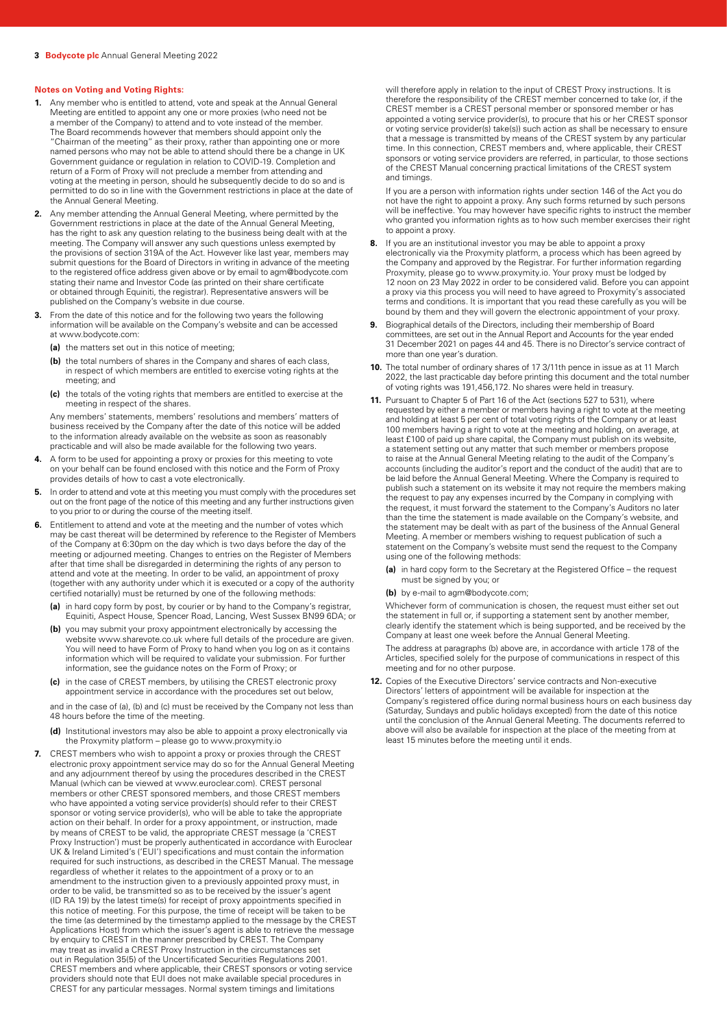**Notes on Voting and Voting Rights:**

1. Any member who is entitled to attend, vote and speak at the Annual General Meeting are entitled to appoint any one or more proxies (who need not be a member of the Company) to attend and to vote instead of the member. The Board recommends however that members should appoint only the "Chairman of the meeting" as their proxy, rather than appointing one or more named persons who may not be able to attend should there be a change in UK Government guidance or regulation in relation to COVID-19. Completion and return of a Form of Proxy will not preclude a member from attending and voting at the meeting in person, should he subsequently decide to do so and is permitted to do so in line with the Government restrictions in place at the date of the Annual General Meeting.

2. Any member attending the Annual General Meeting, where permitted by the Government restrictions in place at the date of the Annual General Meeting, has the right to ask any question relating to the business being dealt with at the meeting. The Company will answer any such questions unless exempted by the provisions of section 319A of the Act. However like last year, members may submit questions for the Board of Directors in writing in advance of the meeting to the registered office address given above or by email to agm@bodycote.com stating their name and Investor Code (as printed on their share certificate or obtained through Equiniti, the registrar). Representative answers will be published on the Company's website in due course.

3. From the date of this notice and for the following two years the following information will be available on the Company's website and can be accessed at www.bodycote.com:

   **(a)** the matters set out in this notice of meeting;

   **(b)** the total numbers of shares in the Company and shares of each class, in respect of which members are entitled to exercise voting rights at the meeting; and

   **(c)** the totals of the voting rights that members are entitled to exercise at the meeting in respect of the shares.

   Any members' statements, members' resolutions and members' matters of business received by the Company after the date of this notice will be added to the information already available on the website as soon as reasonably practicable and will also be made available for the following two years.

4. A form to be used for appointing a proxy or proxies for this meeting to vote on your behalf can be found enclosed with this notice and the Form of Proxy provides details of how to cast a vote electronically.

5. In order to attend and vote at this meeting you must comply with the procedures set out on the front page of the notice of this meeting and any further instructions given to you prior to or during the course of the meeting itself.

6. Entitlement to attend and vote at the meeting and the number of votes which may be cast thereat will be determined by reference to the Register of Members of the Company at 6:30pm on the day which is two days before the day of the meeting or adjourned meeting. Changes to entries on the Register of Members after that time shall be disregarded in determining the rights of any person to attend and vote at the meeting. In order to be valid, an appointment of proxy (together with any authority under which it is executed or a copy of the authority certified notarially) must be returned by one of the following methods:

   **(a)** in hard copy form by post, by courier or by hand to the Company's registrar, Equiniti, Aspect House, Spencer Road, Lancing, West Sussex BN99 6DA; or

   **(b)** you may submit your proxy appointment electronically by accessing the website www.sharevote.co.uk where full details of the procedure are given. You will need to have Form of Proxy to hand when you log on as it contains information which will be required to validate your submission. For further information, see the guidance notes on the Form of Proxy; or

   **(c)** in the case of CREST members, by utilising the CREST electronic proxy appointment service in accordance with the procedures set out below,

   and in the case of (a), (b) and (c) must be received by the Company not less than 48 hours before the time of the meeting.

   **(d)** Institutional investors may also be able to appoint a proxy electronically via the Proxymity platform – please go to www.proxymity.io

7. CREST members who wish to appoint a proxy or proxies through the CREST electronic proxy appointment service may do so for the Annual General Meeting and any adjournment thereof by using the procedures described in the CREST Manual (which can be viewed at www.euroclear.com). CREST personal members or other CREST sponsored members, and those CREST members who have appointed a voting service provider(s) should refer to their CREST sponsor or voting service provider(s), who will be able to take the appropriate action on their behalf. In order for a proxy appointment, or instruction, made by means of CREST to be valid, the appropriate CREST message (a 'CREST Proxy Instruction') must be properly authenticated in accordance with Euroclear UK & Ireland Limited's ('EUI') specifications and must contain the information required for such instructions, as described in the CREST Manual. The message regardless of whether it relates to the appointment of a proxy or to an amendment to the instruction given to a previously appointed proxy must, in order to be valid, be transmitted so as to be received by the issuer's agent (ID RA 19) by the latest time(s) for receipt of proxy appointments specified in this notice of meeting. For this purpose, the time of receipt will be taken to be the time (as determined by the timestamp applied to the message by the CREST Applications Host) from which the issuer's agent is able to retrieve the message by enquiry to CREST in the manner prescribed by CREST. The Company may treat as invalid a CREST Proxy Instruction in the circumstances set out in Regulation 35(5) of the Uncertificated Securities Regulations 2001. CREST members and where applicable, their CREST sponsors or voting service providers should note that EUI does not make available special procedures in CREST for any particular messages. Normal system timings and limitations will therefore apply in relation to the input of CREST Proxy instructions. It is therefore the responsibility of the CREST member concerned to take (or, if the CREST member is a CREST personal member or sponsored member or has appointed a voting service provider(s), to procure that his or her CREST sponsor or voting service provider(s) take(s)) such action as shall be necessary to ensure that a message is transmitted by means of the CREST system by any particular time. In this connection, CREST members and, where applicable, their CREST sponsors or voting service providers are referred, in particular, to those sections of the CREST Manual concerning practical limitations of the CREST system and timings.

   If you are a person with information rights under section 146 of the Act you do not have the right to appoint a proxy. Any such forms returned by such persons will be ineffective. You may however have specific rights to instruct the member who granted you information rights as to how such member exercises their right to appoint a proxy.

8. If you are an institutional investor you may be able to appoint a proxy electronically via the Proxymity platform, a process which has been agreed by the Company and approved by the Registrar. For further information regarding Proxymity, please go to www.proxymity.io. Your proxy must be lodged by 12 noon on 23 May 2022 in order to be considered valid. Before you can appoint a proxy via this process you will need to have agreed to Proxymity's associated terms and conditions. It is important that you read these carefully as you will be bound by them and they will govern the electronic appointment of your proxy.

9. Biographical details of the Directors, including their membership of Board committees, are set out in the Annual Report and Accounts for the year ended 31 December 2021 on pages 44 and 45. There is no Director's service contract of more than one year's duration.

10. The total number of ordinary shares of 17 3/11th pence in issue as at 11 March 2022, the last practicable day before printing this document and the total number of voting rights was 191,456,172. No shares were held in treasury.

11. Pursuant to Chapter 5 of Part 16 of the Act (sections 527 to 531), where requested by either a member or members having a right to vote at the meeting and holding at least 5 per cent of total voting rights of the Company or at least 100 members having a right to vote at the meeting and holding, on average, at least £100 of paid up share capital, the Company must publish on its website, a statement setting out any matter that such member or members propose to raise at the Annual General Meeting relating to the audit of the Company's accounts (including the auditor's report and the conduct of the audit) that are to be laid before the Annual General Meeting. Where the Company is required to publish such a statement on its website it may not require the members making the request to pay any expenses incurred by the Company in complying with the request, it must forward the statement to the Company's Auditors no later than the time the statement is made available on the Company's website, and the statement may be dealt with as part of the business of the Annual General Meeting. A member or members wishing to request publication of such a statement on the Company's website must send the request to the Company using one of the following methods:

    **(a)** in hard copy form to the Secretary at the Registered Office – the request must be signed by you; or

    **(b)** by e-mail to agm@bodycote.com;

    Whichever form of communication is chosen, the request must either set out the statement in full or, if supporting a statement sent by another member, clearly identify the statement which is being supported, and be received by the Company at least one week before the Annual General Meeting.

    The address at paragraphs (b) above are, in accordance with article 178 of the Articles, specified solely for the purpose of communications in respect of this meeting and for no other purpose.

12. Copies of the Executive Directors' service contracts and Non-executive Directors' letters of appointment will be available for inspection at the Company's registered office during normal business hours on each business day (Saturday, Sundays and public holidays excepted) from the date of this notice until the conclusion of the Annual General Meeting. The documents referred to above will also be available for inspection at the place of the meeting from at least 15 minutes before the meeting until it ends.